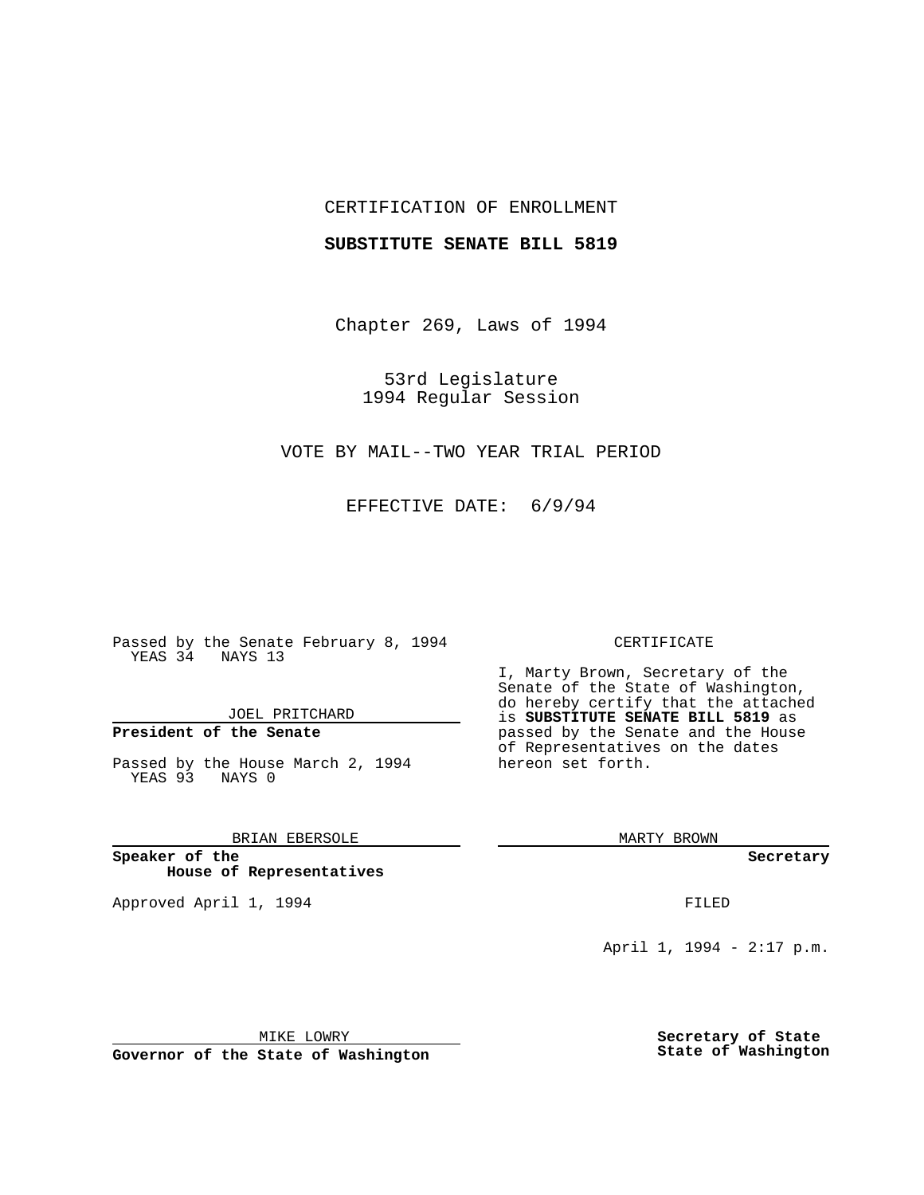CERTIFICATION OF ENROLLMENT

**SUBSTITUTE SENATE BILL 5819**

Chapter 269, Laws of 1994

53rd Legislature
1994 Regular Session

VOTE BY MAIL--TWO YEAR TRIAL PERIOD

EFFECTIVE DATE: 6/9/94

Passed by the Senate February 8, 1994
YEAS 34 NAYS 13

JOEL PRITCHARD

**President of the Senate**

Passed by the House March 2, 1994
YEAS 93 NAYS 0

BRIAN EBERSOLE

**Speaker of the House of Representatives**

Approved April 1, 1994

MIKE LOWRY

**Governor of the State of Washington**

CERTIFICATE

I, Marty Brown, Secretary of the Senate of the State of Washington, do hereby certify that the attached is **SUBSTITUTE SENATE BILL 5819** as passed by the Senate and the House of Representatives on the dates hereon set forth.

MARTY BROWN

**Secretary**

FILED

April 1, 1994 - 2:17 p.m.

**Secretary of State**
**State of Washington**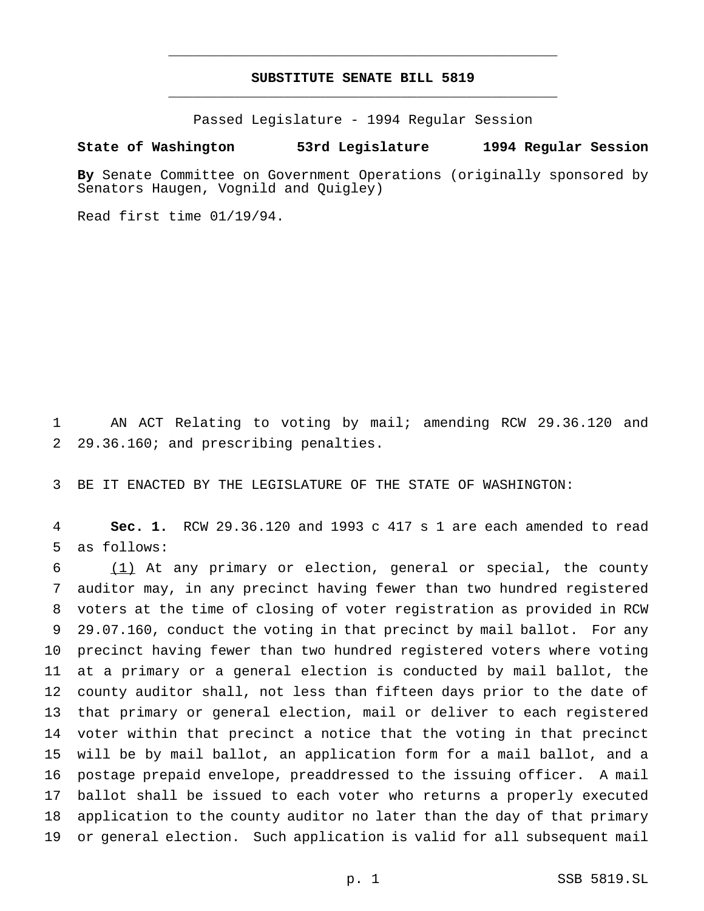# SUBSTITUTE SENATE BILL 5819

Passed Legislature - 1994 Regular Session

**State of Washington 53rd Legislature 1994 Regular Session**

**By** Senate Committee on Government Operations (originally sponsored by Senators Haugen, Vognild and Quigley)

Read first time 01/19/94.

AN ACT Relating to voting by mail; amending RCW 29.36.120 and 29.36.160; and prescribing penalties.

BE IT ENACTED BY THE LEGISLATURE OF THE STATE OF WASHINGTON:

**Sec. 1.** RCW 29.36.120 and 1993 c 417 s 1 are each amended to read as follows:

(1) At any primary or election, general or special, the county auditor may, in any precinct having fewer than two hundred registered voters at the time of closing of voter registration as provided in RCW 29.07.160, conduct the voting in that precinct by mail ballot. For any precinct having fewer than two hundred registered voters where voting at a primary or a general election is conducted by mail ballot, the county auditor shall, not less than fifteen days prior to the date of that primary or general election, mail or deliver to each registered voter within that precinct a notice that the voting in that precinct will be by mail ballot, an application form for a mail ballot, and a postage prepaid envelope, preaddressed to the issuing officer. A mail ballot shall be issued to each voter who returns a properly executed application to the county auditor no later than the day of that primary or general election. Such application is valid for all subsequent mail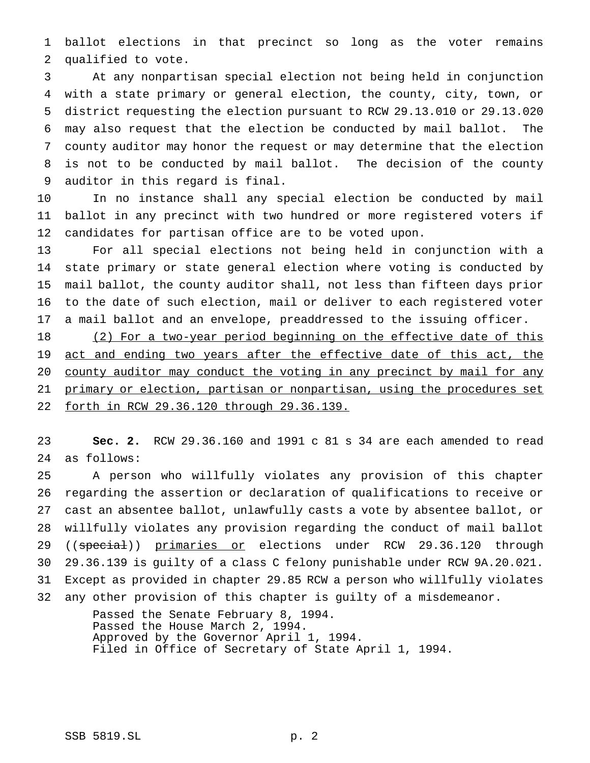ballot elections in that precinct so long as the voter remains qualified to vote.

At any nonpartisan special election not being held in conjunction with a state primary or general election, the county, city, town, or district requesting the election pursuant to RCW 29.13.010 or 29.13.020 may also request that the election be conducted by mail ballot. The county auditor may honor the request or may determine that the election is not to be conducted by mail ballot. The decision of the county auditor in this regard is final.

In no instance shall any special election be conducted by mail ballot in any precinct with two hundred or more registered voters if candidates for partisan office are to be voted upon.

For all special elections not being held in conjunction with a state primary or state general election where voting is conducted by mail ballot, the county auditor shall, not less than fifteen days prior to the date of such election, mail or deliver to each registered voter a mail ballot and an envelope, preaddressed to the issuing officer.

(2) For a two-year period beginning on the effective date of this act and ending two years after the effective date of this act, the county auditor may conduct the voting in any precinct by mail for any primary or election, partisan or nonpartisan, using the procedures set forth in RCW 29.36.120 through 29.36.139.

**Sec. 2.** RCW 29.36.160 and 1991 c 81 s 34 are each amended to read as follows:

A person who willfully violates any provision of this chapter regarding the assertion or declaration of qualifications to receive or cast an absentee ballot, unlawfully casts a vote by absentee ballot, or willfully violates any provision regarding the conduct of mail ballot ((~~special~~)) primaries or elections under RCW 29.36.120 through 29.36.139 is guilty of a class C felony punishable under RCW 9A.20.021. Except as provided in chapter 29.85 RCW a person who willfully violates any other provision of this chapter is guilty of a misdemeanor.

Passed the Senate February 8, 1994.
Passed the House March 2, 1994.
Approved by the Governor April 1, 1994.
Filed in Office of Secretary of State April 1, 1994.